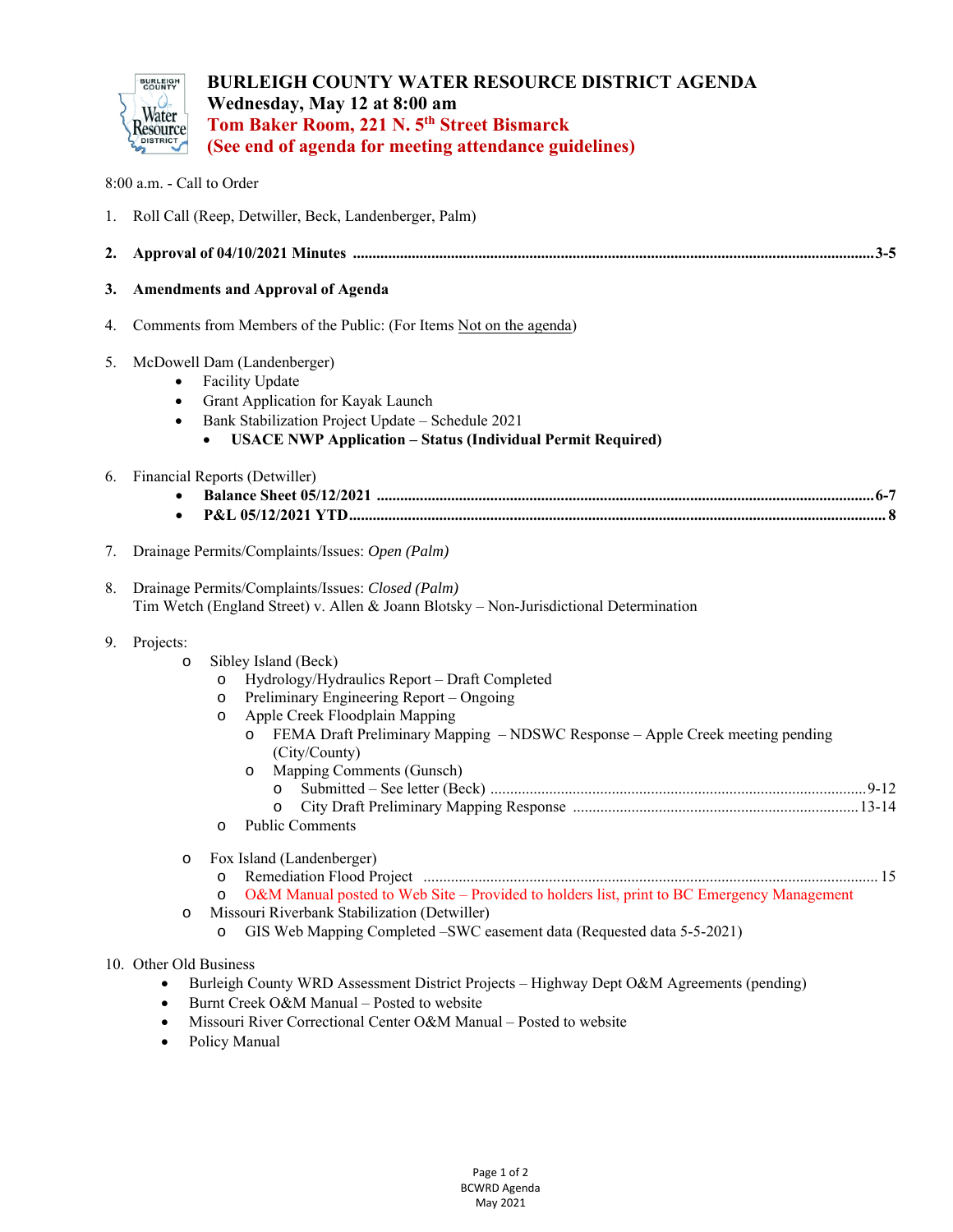# BURLEIGH COUNTY WATER RESOURCE DISTRICT AGENDA

**Wednesday, May 12 at 8:00 am**

**Tom Baker Room, 221 N. 5th Street Bismarck**

**(See end of agenda for meeting attendance guidelines)**

8:00 a.m. - Call to Order

1. Roll Call (Reep, Detwiller, Beck, Landenberger, Palm)

2. **Approval of 04/10/2021 Minutes ........................................ 3-5**

3. **Amendments and Approval of Agenda**

4. Comments from Members of the Public: (For Items Not on the agenda)

5. McDowell Dam (Landenberger)
   - Facility Update
   - Grant Application for Kayak Launch
   - Bank Stabilization Project Update – Schedule 2021
     - **USACE NWP Application – Status (Individual Permit Required)**

6. Financial Reports (Detwiller)
   - **Balance Sheet 05/12/2021 ........................................ 6-7**
   - **P&L 05/12/2021 YTD........................................ 8**

7. Drainage Permits/Complaints/Issues: *Open (Palm)*

8. Drainage Permits/Complaints/Issues: *Closed (Palm)*
   Tim Wetch (England Street) v. Allen & Joann Blotsky – Non-Jurisdictional Determination

9. Projects:
   - Sibley Island (Beck)
     - Hydrology/Hydraulics Report – Draft Completed
     - Preliminary Engineering Report – Ongoing
     - Apple Creek Floodplain Mapping
       - FEMA Draft Preliminary Mapping – NDSWC Response – Apple Creek meeting pending (City/County)
       - Mapping Comments (Gunsch)
         - Submitted – See letter (Beck) ........................................ 9-12
         - City Draft Preliminary Mapping Response ........................................ 13-14
     - Public Comments
   - Fox Island (Landenberger)
     - Remediation Flood Project ........................................ 15
     - O&M Manual posted to Web Site – Provided to holders list, print to BC Emergency Management
   - Missouri Riverbank Stabilization (Detwiller)
     - GIS Web Mapping Completed –SWC easement data (Requested data 5-5-2021)

10. Other Old Business
    - Burleigh County WRD Assessment District Projects – Highway Dept O&M Agreements (pending)
    - Burnt Creek O&M Manual – Posted to website
    - Missouri River Correctional Center O&M Manual – Posted to website
    - Policy Manual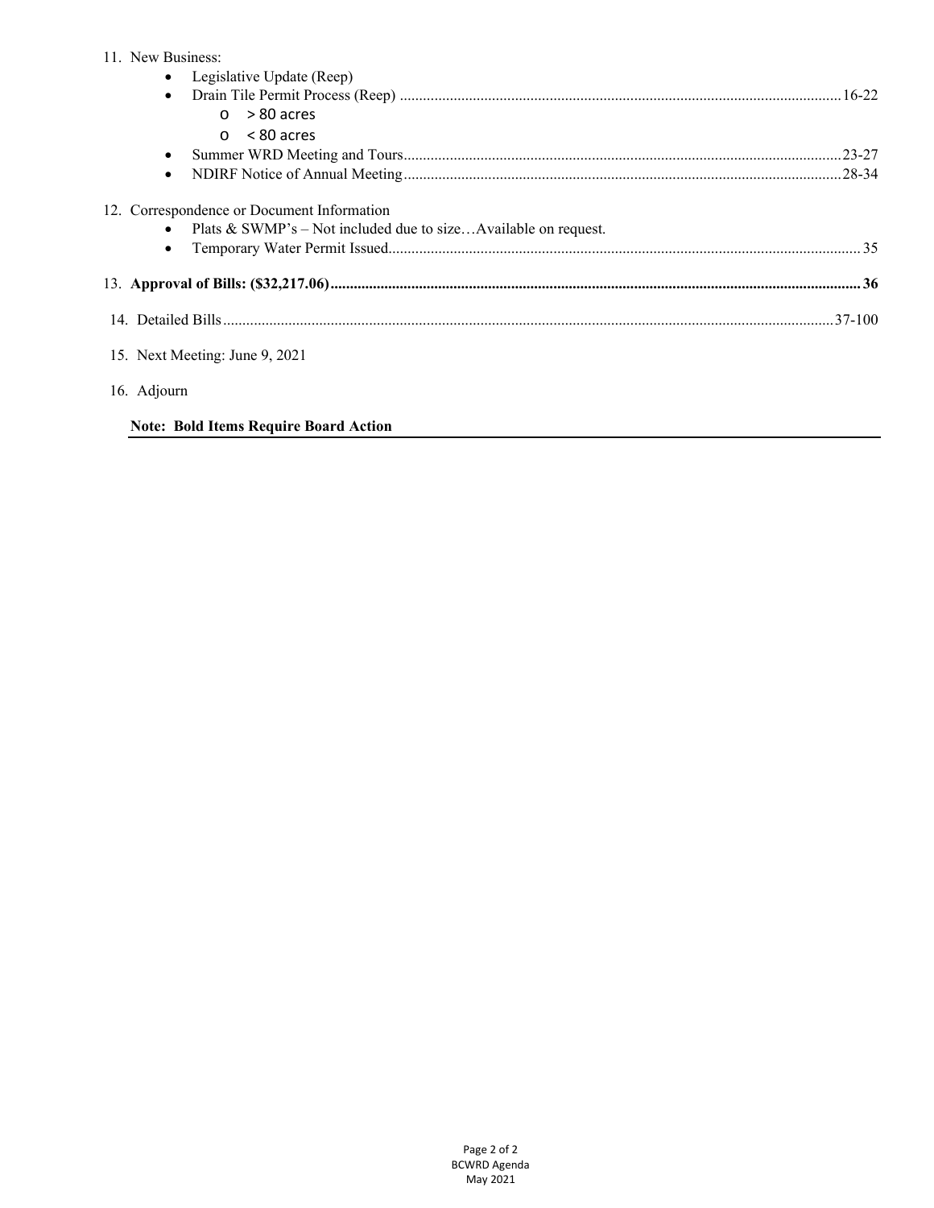11. New Business:
    - Legislative Update (Reep)
    - Drain Tile Permit Process (Reep) ..................................................16-22
        - > 80 acres
        - < 80 acres
    - Summer WRD Meeting and Tours..................................................23-27
    - NDIRF Notice of Annual Meeting..................................................28-34

12. Correspondence or Document Information
    - Plats & SWMP's – Not included due to size…Available on request.
    - Temporary Water Permit Issued..................................................35

13. **Approval of Bills: ($32,217.06)..................................................36**

14. Detailed Bills..................................................37-100

15. Next Meeting: June 9, 2021

16. Adjourn

**Note: Bold Items Require Board Action**